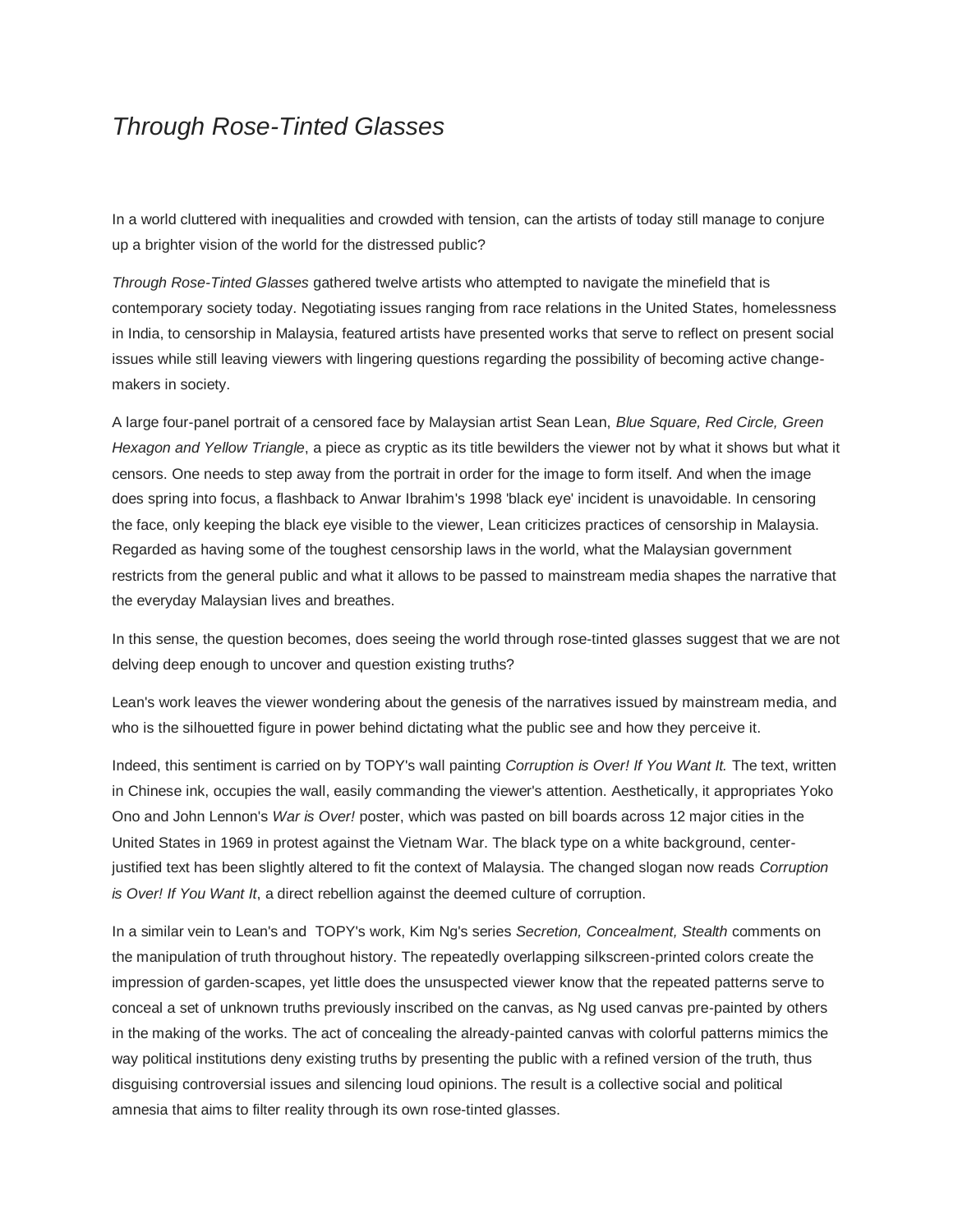# *Through Rose-Tinted Glasses*

In a world cluttered with inequalities and crowded with tension, can the artists of today still manage to conjure up a brighter vision of the world for the distressed public?

*Through Rose-Tinted Glasses* gathered twelve artists who attempted to navigate the minefield that is contemporary society today. Negotiating issues ranging from race relations in the United States, homelessness in India, to censorship in Malaysia, featured artists have presented works that serve to reflect on present social issues while still leaving viewers with lingering questions regarding the possibility of becoming active change-makers in society.

A large four-panel portrait of a censored face by Malaysian artist Sean Lean, *Blue Square, Red Circle, Green Hexagon and Yellow Triangle*, a piece as cryptic as its title bewilders the viewer not by what it shows but what it censors. One needs to step away from the portrait in order for the image to form itself. And when the image does spring into focus, a flashback to Anwar Ibrahim's 1998 'black eye' incident is unavoidable. In censoring the face, only keeping the black eye visible to the viewer, Lean criticizes practices of censorship in Malaysia. Regarded as having some of the toughest censorship laws in the world, what the Malaysian government restricts from the general public and what it allows to be passed to mainstream media shapes the narrative that the everyday Malaysian lives and breathes.

In this sense, the question becomes, does seeing the world through rose-tinted glasses suggest that we are not delving deep enough to uncover and question existing truths?

Lean's work leaves the viewer wondering about the genesis of the narratives issued by mainstream media, and who is the silhouetted figure in power behind dictating what the public see and how they perceive it.

Indeed, this sentiment is carried on by TOPY's wall painting *Corruption is Over! If You Want It.* The text, written in Chinese ink, occupies the wall, easily commanding the viewer's attention. Aesthetically, it appropriates Yoko Ono and John Lennon's *War is Over!* poster, which was pasted on bill boards across 12 major cities in the United States in 1969 in protest against the Vietnam War. The black type on a white background, center-justified text has been slightly altered to fit the context of Malaysia. The changed slogan now reads *Corruption is Over! If You Want It*, a direct rebellion against the deemed culture of corruption.

In a similar vein to Lean's and TOPY's work, Kim Ng's series *Secretion, Concealment, Stealth* comments on the manipulation of truth throughout history. The repeatedly overlapping silkscreen-printed colors create the impression of garden-scapes, yet little does the unsuspected viewer know that the repeated patterns serve to conceal a set of unknown truths previously inscribed on the canvas, as Ng used canvas pre-painted by others in the making of the works. The act of concealing the already-painted canvas with colorful patterns mimics the way political institutions deny existing truths by presenting the public with a refined version of the truth, thus disguising controversial issues and silencing loud opinions. The result is a collective social and political amnesia that aims to filter reality through its own rose-tinted glasses.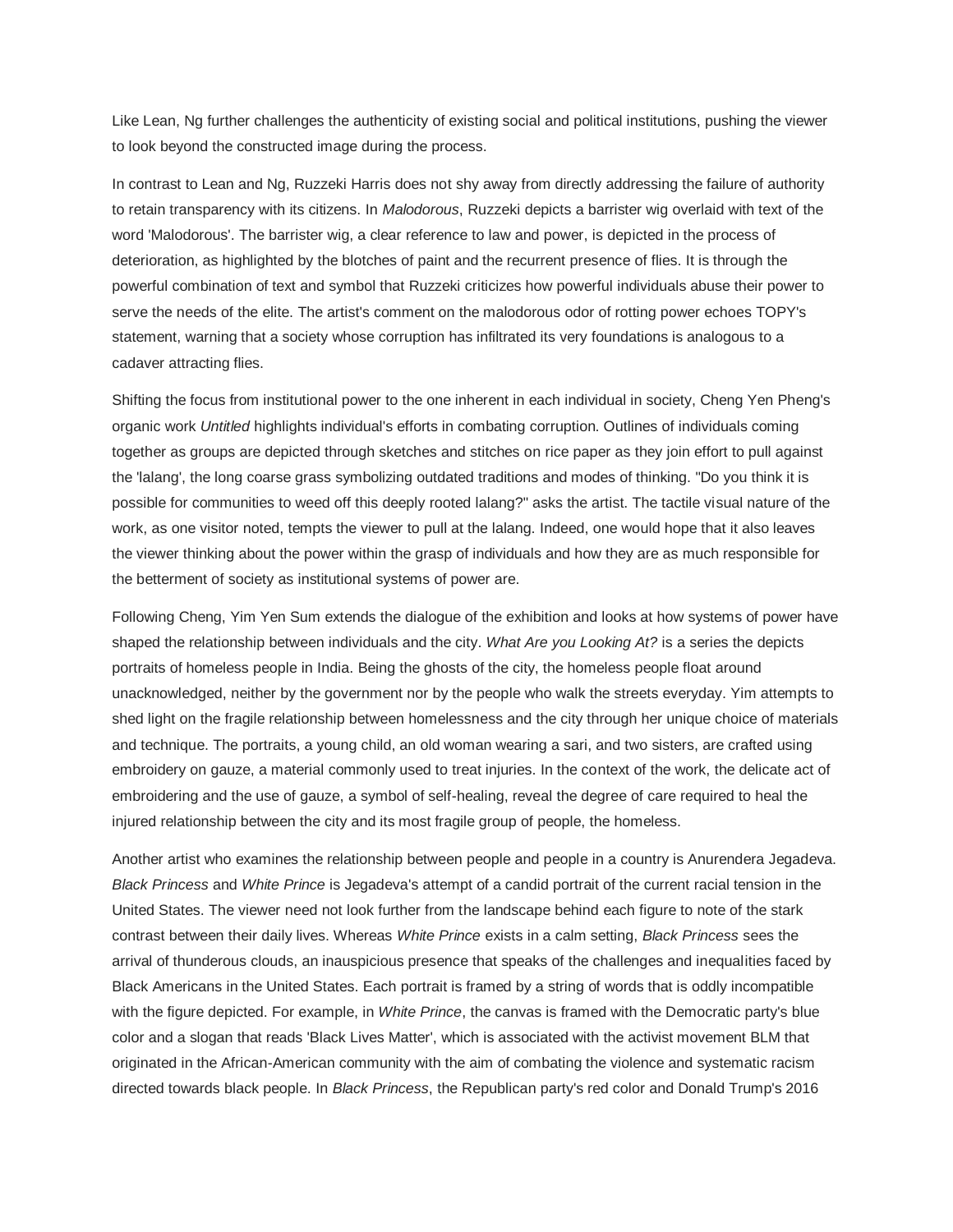Like Lean, Ng further challenges the authenticity of existing social and political institutions, pushing the viewer to look beyond the constructed image during the process.

In contrast to Lean and Ng, Ruzzeki Harris does not shy away from directly addressing the failure of authority to retain transparency with its citizens. In *Malodorous*, Ruzzeki depicts a barrister wig overlaid with text of the word 'Malodorous'. The barrister wig, a clear reference to law and power, is depicted in the process of deterioration, as highlighted by the blotches of paint and the recurrent presence of flies. It is through the powerful combination of text and symbol that Ruzzeki criticizes how powerful individuals abuse their power to serve the needs of the elite. The artist's comment on the malodorous odor of rotting power echoes TOPY's statement, warning that a society whose corruption has infiltrated its very foundations is analogous to a cadaver attracting flies.

Shifting the focus from institutional power to the one inherent in each individual in society, Cheng Yen Pheng's organic work *Untitled* highlights individual's efforts in combating corruption. Outlines of individuals coming together as groups are depicted through sketches and stitches on rice paper as they join effort to pull against the 'lalang', the long coarse grass symbolizing outdated traditions and modes of thinking. "Do you think it is possible for communities to weed off this deeply rooted lalang?" asks the artist. The tactile visual nature of the work, as one visitor noted, tempts the viewer to pull at the lalang. Indeed, one would hope that it also leaves the viewer thinking about the power within the grasp of individuals and how they are as much responsible for the betterment of society as institutional systems of power are.

Following Cheng, Yim Yen Sum extends the dialogue of the exhibition and looks at how systems of power have shaped the relationship between individuals and the city. *What Are you Looking At?* is a series the depicts portraits of homeless people in India. Being the ghosts of the city, the homeless people float around unacknowledged, neither by the government nor by the people who walk the streets everyday. Yim attempts to shed light on the fragile relationship between homelessness and the city through her unique choice of materials and technique. The portraits, a young child, an old woman wearing a sari, and two sisters, are crafted using embroidery on gauze, a material commonly used to treat injuries. In the context of the work, the delicate act of embroidering and the use of gauze, a symbol of self-healing, reveal the degree of care required to heal the injured relationship between the city and its most fragile group of people, the homeless.

Another artist who examines the relationship between people and people in a country is Anurendera Jegadeva. *Black Princess* and *White Prince* is Jegadeva's attempt of a candid portrait of the current racial tension in the United States. The viewer need not look further from the landscape behind each figure to note of the stark contrast between their daily lives. Whereas *White Prince* exists in a calm setting, *Black Princess* sees the arrival of thunderous clouds, an inauspicious presence that speaks of the challenges and inequalities faced by Black Americans in the United States. Each portrait is framed by a string of words that is oddly incompatible with the figure depicted. For example, in *White Prince*, the canvas is framed with the Democratic party's blue color and a slogan that reads 'Black Lives Matter', which is associated with the activist movement BLM that originated in the African-American community with the aim of combating the violence and systematic racism directed towards black people. In *Black Princess*, the Republican party's red color and Donald Trump's 2016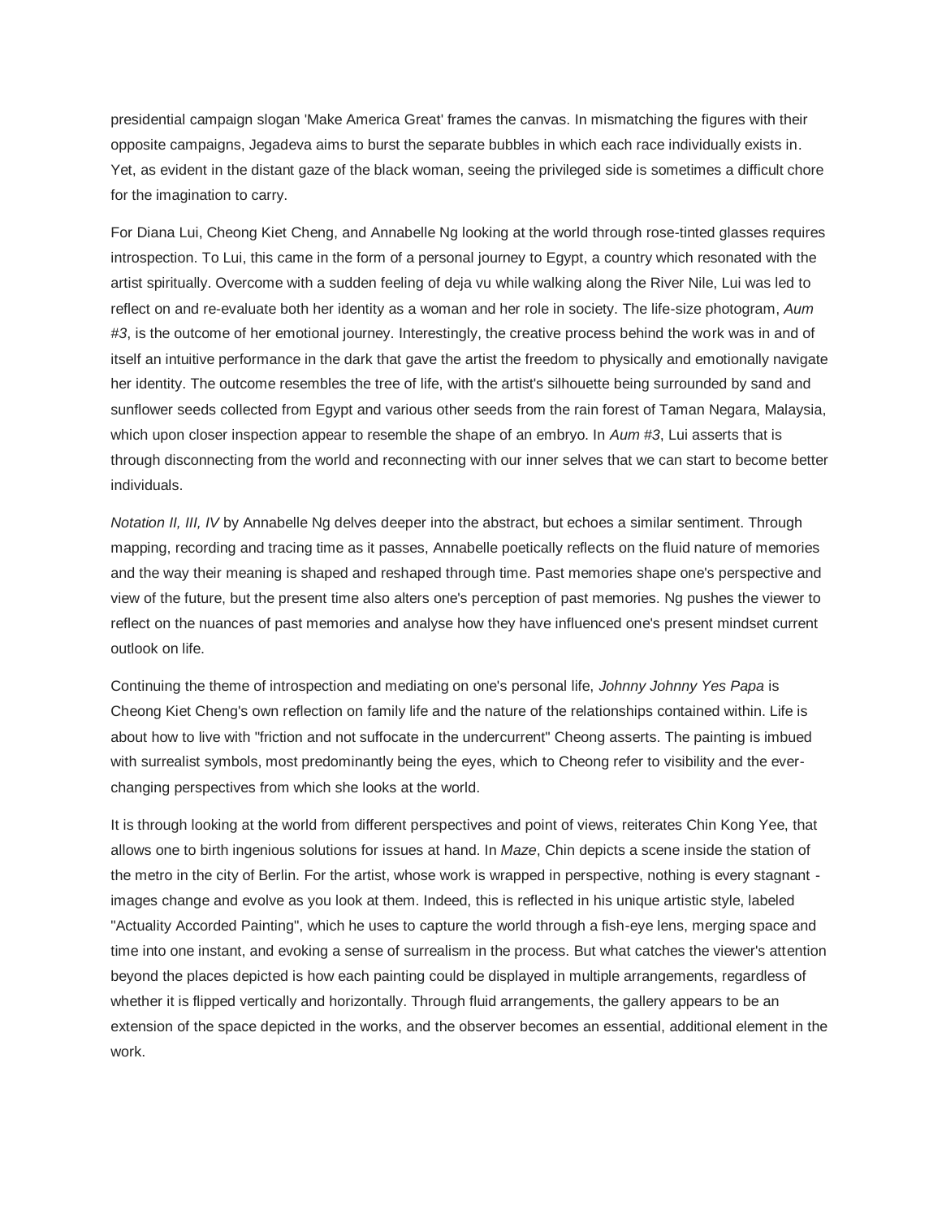presidential campaign slogan 'Make America Great' frames the canvas. In mismatching the figures with their opposite campaigns, Jegadeva aims to burst the separate bubbles in which each race individually exists in. Yet, as evident in the distant gaze of the black woman, seeing the privileged side is sometimes a difficult chore for the imagination to carry.

For Diana Lui, Cheong Kiet Cheng, and Annabelle Ng looking at the world through rose-tinted glasses requires introspection. To Lui, this came in the form of a personal journey to Egypt, a country which resonated with the artist spiritually. Overcome with a sudden feeling of deja vu while walking along the River Nile, Lui was led to reflect on and re-evaluate both her identity as a woman and her role in society. The life-size photogram, *Aum #3*, is the outcome of her emotional journey. Interestingly, the creative process behind the work was in and of itself an intuitive performance in the dark that gave the artist the freedom to physically and emotionally navigate her identity. The outcome resembles the tree of life, with the artist's silhouette being surrounded by sand and sunflower seeds collected from Egypt and various other seeds from the rain forest of Taman Negara, Malaysia, which upon closer inspection appear to resemble the shape of an embryo. In *Aum #3*, Lui asserts that is through disconnecting from the world and reconnecting with our inner selves that we can start to become better individuals.

*Notation II, III, IV* by Annabelle Ng delves deeper into the abstract, but echoes a similar sentiment. Through mapping, recording and tracing time as it passes, Annabelle poetically reflects on the fluid nature of memories and the way their meaning is shaped and reshaped through time. Past memories shape one's perspective and view of the future, but the present time also alters one's perception of past memories. Ng pushes the viewer to reflect on the nuances of past memories and analyse how they have influenced one's present mindset current outlook on life.

Continuing the theme of introspection and mediating on one's personal life, *Johnny Johnny Yes Papa* is Cheong Kiet Cheng's own reflection on family life and the nature of the relationships contained within. Life is about how to live with "friction and not suffocate in the undercurrent" Cheong asserts. The painting is imbued with surrealist symbols, most predominantly being the eyes, which to Cheong refer to visibility and the ever-changing perspectives from which she looks at the world.

It is through looking at the world from different perspectives and point of views, reiterates Chin Kong Yee, that allows one to birth ingenious solutions for issues at hand. In *Maze*, Chin depicts a scene inside the station of the metro in the city of Berlin. For the artist, whose work is wrapped in perspective, nothing is every stagnant - images change and evolve as you look at them. Indeed, this is reflected in his unique artistic style, labeled "Actuality Accorded Painting", which he uses to capture the world through a fish-eye lens, merging space and time into one instant, and evoking a sense of surrealism in the process. But what catches the viewer's attention beyond the places depicted is how each painting could be displayed in multiple arrangements, regardless of whether it is flipped vertically and horizontally. Through fluid arrangements, the gallery appears to be an extension of the space depicted in the works, and the observer becomes an essential, additional element in the work.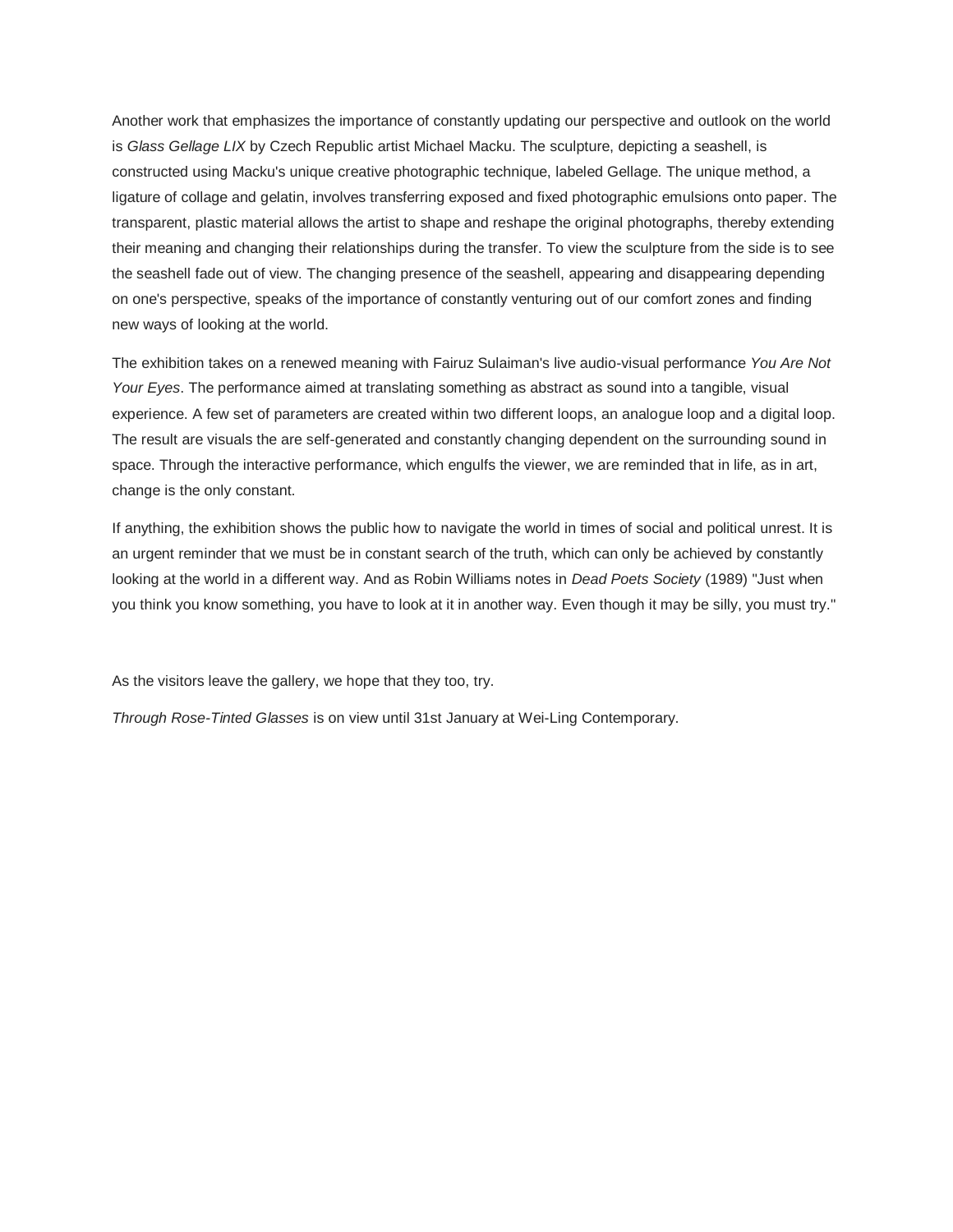Another work that emphasizes the importance of constantly updating our perspective and outlook on the world is *Glass Gellage LIX* by Czech Republic artist Michael Macku. The sculpture, depicting a seashell, is constructed using Macku's unique creative photographic technique, labeled Gellage. The unique method, a ligature of collage and gelatin, involves transferring exposed and fixed photographic emulsions onto paper. The transparent, plastic material allows the artist to shape and reshape the original photographs, thereby extending their meaning and changing their relationships during the transfer. To view the sculpture from the side is to see the seashell fade out of view. The changing presence of the seashell, appearing and disappearing depending on one's perspective, speaks of the importance of constantly venturing out of our comfort zones and finding new ways of looking at the world.

The exhibition takes on a renewed meaning with Fairuz Sulaiman's live audio-visual performance *You Are Not Your Eyes*. The performance aimed at translating something as abstract as sound into a tangible, visual experience. A few set of parameters are created within two different loops, an analogue loop and a digital loop. The result are visuals the are self-generated and constantly changing dependent on the surrounding sound in space. Through the interactive performance, which engulfs the viewer, we are reminded that in life, as in art, change is the only constant.

If anything, the exhibition shows the public how to navigate the world in times of social and political unrest. It is an urgent reminder that we must be in constant search of the truth, which can only be achieved by constantly looking at the world in a different way. And as Robin Williams notes in *Dead Poets Society* (1989) "Just when you think you know something, you have to look at it in another way. Even though it may be silly, you must try."

As the visitors leave the gallery, we hope that they too, try.

*Through Rose-Tinted Glasses* is on view until 31st January at Wei-Ling Contemporary.